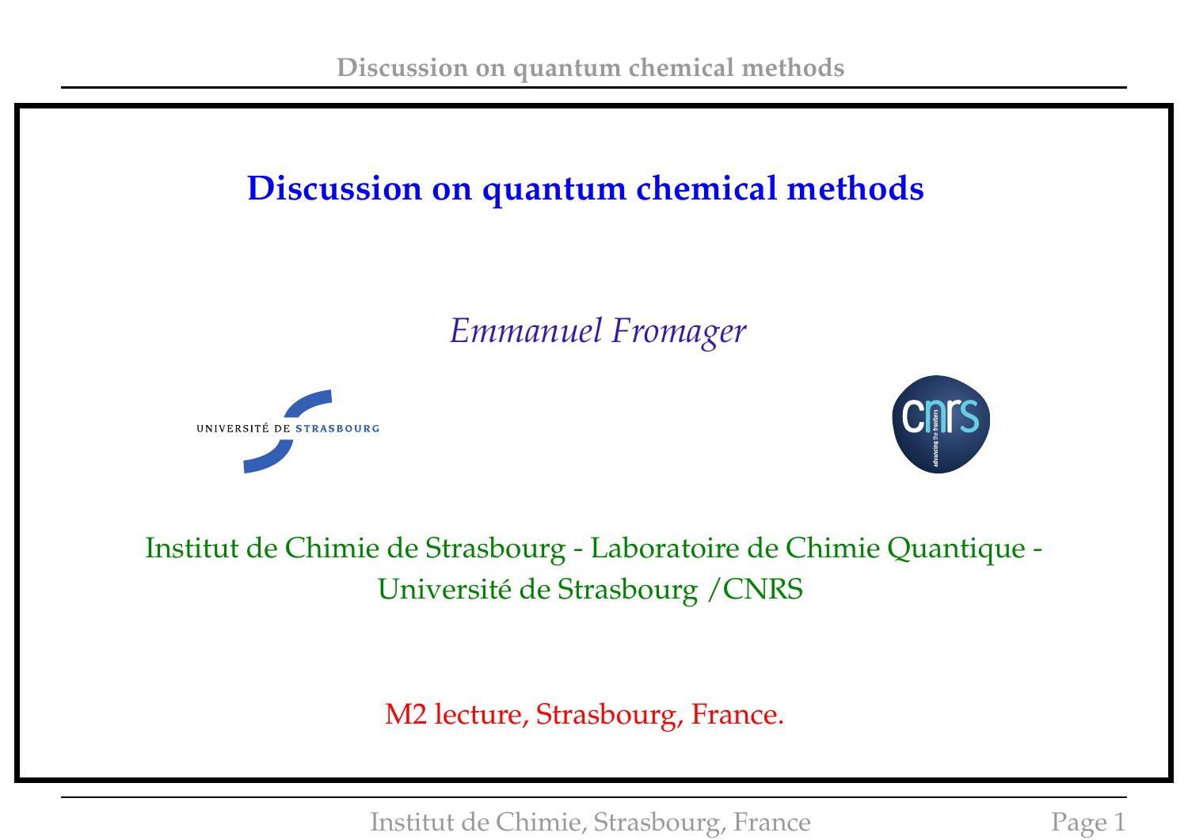# Discussion on quantum chemical methods

*Emmanuel Fromager*

Institut de Chimie de Strasbourg - Laboratoire de Chimie Quantique - Université de Strasbourg /CNRS

M2 lecture, Strasbourg, France.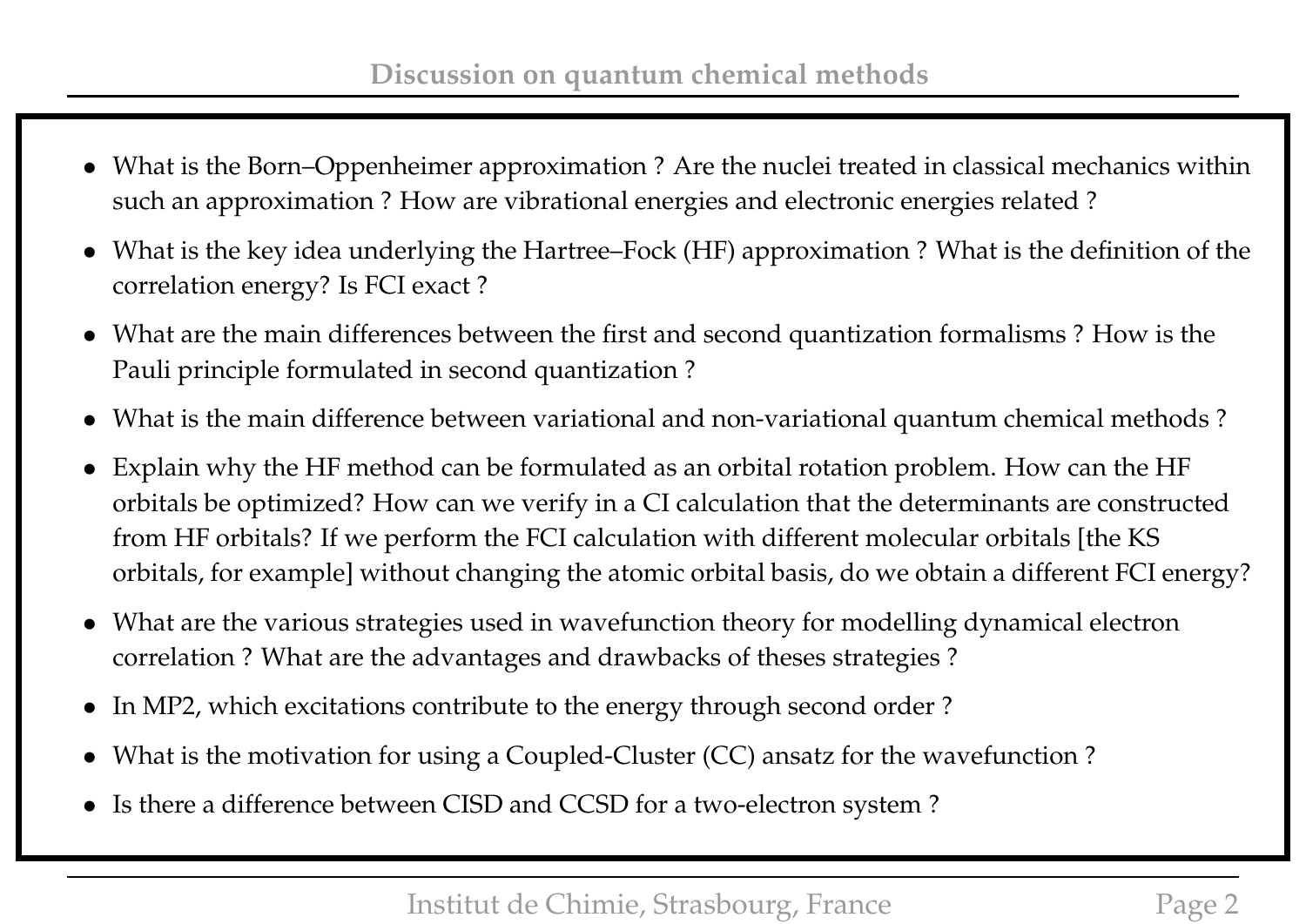# Discussion on quantum chemical methods

- What is the Born–Oppenheimer approximation ? Are the nuclei treated in classical mechanics within such an approximation ? How are vibrational energies and electronic energies related ?
- What is the key idea underlying the Hartree–Fock (HF) approximation ? What is the definition of the correlation energy? Is FCI exact ?
- What are the main differences between the first and second quantization formalisms ? How is the Pauli principle formulated in second quantization ?
- What is the main difference between variational and non-variational quantum chemical methods ?
- Explain why the HF method can be formulated as an orbital rotation problem. How can the HF orbitals be optimized? How can we verify in a CI calculation that the determinants are constructed from HF orbitals? If we perform the FCI calculation with different molecular orbitals [the KS orbitals, for example] without changing the atomic orbital basis, do we obtain a different FCI energy?
- What are the various strategies used in wavefunction theory for modelling dynamical electron correlation ? What are the advantages and drawbacks of theses strategies ?
- In MP2, which excitations contribute to the energy through second order ?
- What is the motivation for using a Coupled-Cluster (CC) ansatz for the wavefunction ?
- Is there a difference between CISD and CCSD for a two-electron system ?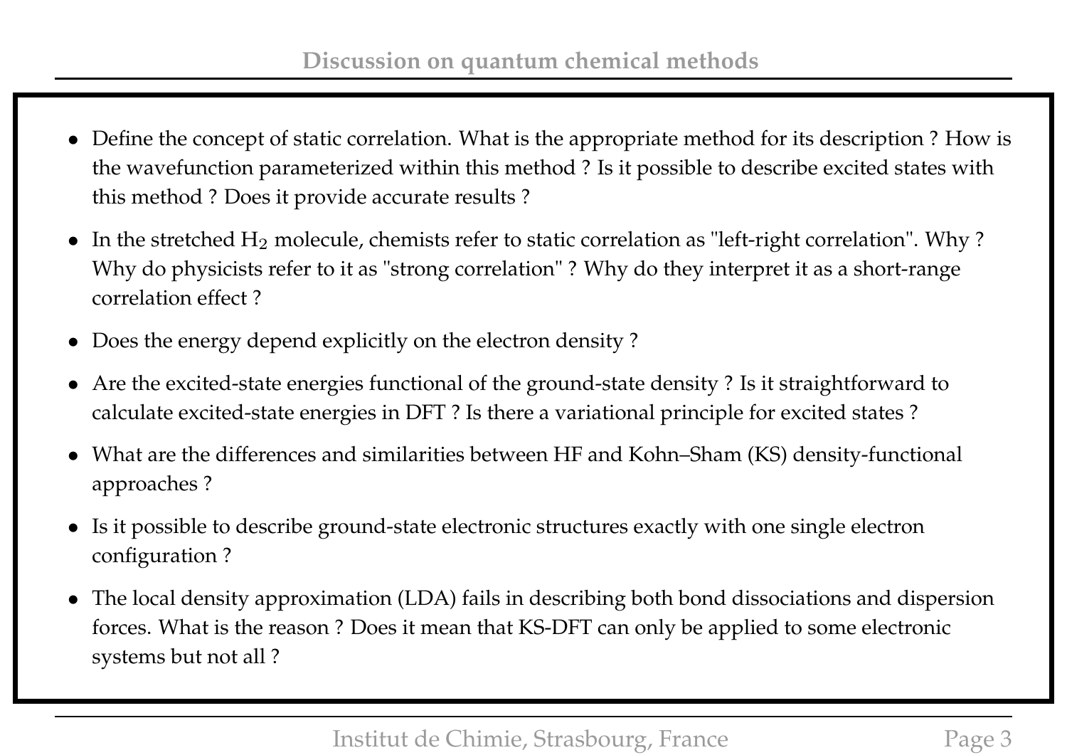# Discussion on quantum chemical methods

- Define the concept of static correlation. What is the appropriate method for its description ? How is the wavefunction parameterized within this method ? Is it possible to describe excited states with this method ? Does it provide accurate results ?
- In the stretched $H_2$ molecule, chemists refer to static correlation as "left-right correlation". Why ? Why do physicists refer to it as "strong correlation" ? Why do they interpret it as a short-range correlation effect ?
- Does the energy depend explicitly on the electron density ?
- Are the excited-state energies functional of the ground-state density ? Is it straightforward to calculate excited-state energies in DFT ? Is there a variational principle for excited states ?
- What are the differences and similarities between HF and Kohn–Sham (KS) density-functional approaches ?
- Is it possible to describe ground-state electronic structures exactly with one single electron configuration ?
- The local density approximation (LDA) fails in describing both bond dissociations and dispersion forces. What is the reason ? Does it mean that KS-DFT can only be applied to some electronic systems but not all ?